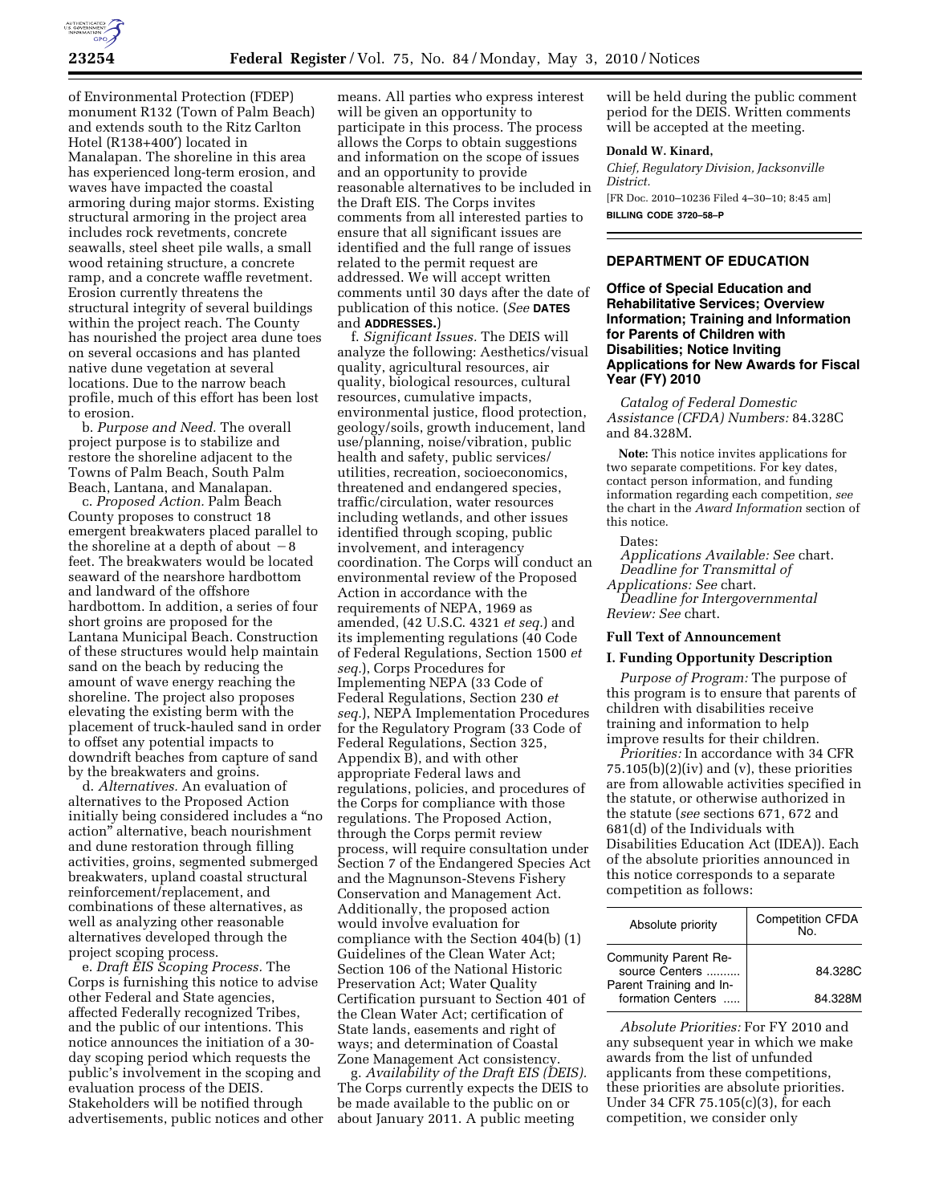of Environmental Protection (FDEP) monument R132 (Town of Palm Beach) and extends south to the Ritz Carlton Hotel (R138+400′) located in Manalapan. The shoreline in this area has experienced long-term erosion, and waves have impacted the coastal armoring during major storms. Existing structural armoring in the project area includes rock revetments, concrete seawalls, steel sheet pile walls, a small wood retaining structure, a concrete ramp, and a concrete waffle revetment. Erosion currently threatens the structural integrity of several buildings within the project reach. The County has nourished the project area dune toes on several occasions and has planted native dune vegetation at several locations. Due to the narrow beach profile, much of this effort has been lost to erosion.

b. *Purpose and Need.* The overall project purpose is to stabilize and restore the shoreline adjacent to the Towns of Palm Beach, South Palm Beach, Lantana, and Manalapan.

c. *Proposed Action.* Palm Beach County proposes to construct 18 emergent breakwaters placed parallel to the shoreline at a depth of about −8 feet. The breakwaters would be located seaward of the nearshore hardbottom and landward of the offshore hardbottom. In addition, a series of four short groins are proposed for the Lantana Municipal Beach. Construction of these structures would help maintain sand on the beach by reducing the amount of wave energy reaching the shoreline. The project also proposes elevating the existing berm with the placement of truck-hauled sand in order to offset any potential impacts to downdrift beaches from capture of sand by the breakwaters and groins.

d. *Alternatives.* An evaluation of alternatives to the Proposed Action initially being considered includes a "no action" alternative, beach nourishment and dune restoration through filling activities, groins, segmented submerged breakwaters, upland coastal structural reinforcement/replacement, and combinations of these alternatives, as well as analyzing other reasonable alternatives developed through the project scoping process.

e. *Draft EIS Scoping Process.* The Corps is furnishing this notice to advise other Federal and State agencies, affected Federally recognized Tribes, and the public of our intentions. This notice announces the initiation of a 30-day scoping period which requests the public's involvement in the scoping and evaluation process of the DEIS. Stakeholders will be notified through advertisements, public notices and other means. All parties who express interest will be given an opportunity to participate in this process. The process allows the Corps to obtain suggestions and information on the scope of issues and an opportunity to provide reasonable alternatives to be included in the Draft EIS. The Corps invites comments from all interested parties to ensure that all significant issues are identified and the full range of issues related to the permit request are addressed. We will accept written comments until 30 days after the date of publication of this notice. (*See* **DATES** and **ADDRESSES.**)

f. *Significant Issues.* The DEIS will analyze the following: Aesthetics/visual quality, agricultural resources, air quality, biological resources, cultural resources, cumulative impacts, environmental justice, flood protection, geology/soils, growth inducement, land use/planning, noise/vibration, public health and safety, public services/utilities, recreation, socioeconomics, threatened and endangered species, traffic/circulation, water resources including wetlands, and other issues identified through scoping, public involvement, and interagency coordination. The Corps will conduct an environmental review of the Proposed Action in accordance with the requirements of NEPA, 1969 as amended, (42 U.S.C. 4321 *et seq.*) and its implementing regulations (40 Code of Federal Regulations, Section 1500 *et seq.*), Corps Procedures for Implementing NEPA (33 Code of Federal Regulations, Section 230 *et seq.*), NEPA Implementation Procedures for the Regulatory Program (33 Code of Federal Regulations, Section 325, Appendix B), and with other appropriate Federal laws and regulations, policies, and procedures of the Corps for compliance with those regulations. The Proposed Action, through the Corps permit review process, will require consultation under Section 7 of the Endangered Species Act and the Magnunson-Stevens Fishery Conservation and Management Act. Additionally, the proposed action would involve evaluation for compliance with the Section 404(b) (1) Guidelines of the Clean Water Act; Section 106 of the National Historic Preservation Act; Water Quality Certification pursuant to Section 401 of the Clean Water Act; certification of State lands, easements and right of ways; and determination of Coastal Zone Management Act consistency.

g. *Availability of the Draft EIS (DEIS).* The Corps currently expects the DEIS to be made available to the public on or about January 2011. A public meeting will be held during the public comment period for the DEIS. Written comments will be accepted at the meeting.

**Donald W. Kinard,**

*Chief, Regulatory Division, Jacksonville District.*

[FR Doc. 2010–10236 Filed 4–30–10; 8:45 am]

**BILLING CODE 3720–58–P**

## DEPARTMENT OF EDUCATION

### Office of Special Education and Rehabilitative Services; Overview Information; Training and Information for Parents of Children with Disabilities; Notice Inviting Applications for New Awards for Fiscal Year (FY) 2010

*Catalog of Federal Domestic Assistance (CFDA) Numbers:* 84.328C and 84.328M.

**Note:** This notice invites applications for two separate competitions. For key dates, contact person information, and funding information regarding each competition, *see* the chart in the *Award Information* section of this notice.

Dates:

*Applications Available: See* chart.

*Deadline for Transmittal of Applications: See* chart.

*Deadline for Intergovernmental Review: See* chart.

### Full Text of Announcement

### I. Funding Opportunity Description

*Purpose of Program:* The purpose of this program is to ensure that parents of children with disabilities receive training and information to help improve results for their children.

*Priorities:* In accordance with 34 CFR 75.105(b)(2)(iv) and (v), these priorities are from allowable activities specified in the statute, or otherwise authorized in the statute (*see* sections 671, 672 and 681(d) of the Individuals with Disabilities Education Act (IDEA)). Each of the absolute priorities announced in this notice corresponds to a separate competition as follows:

| Absolute priority | Competition CFDA No. |
|---|---|
| Community Parent Resource Centers .......... | 84.328C |
| Parent Training and Information Centers ..... | 84.328M |

*Absolute Priorities:* For FY 2010 and any subsequent year in which we make awards from the list of unfunded applicants from these competitions, these priorities are absolute priorities. Under 34 CFR 75.105(c)(3), for each competition, we consider only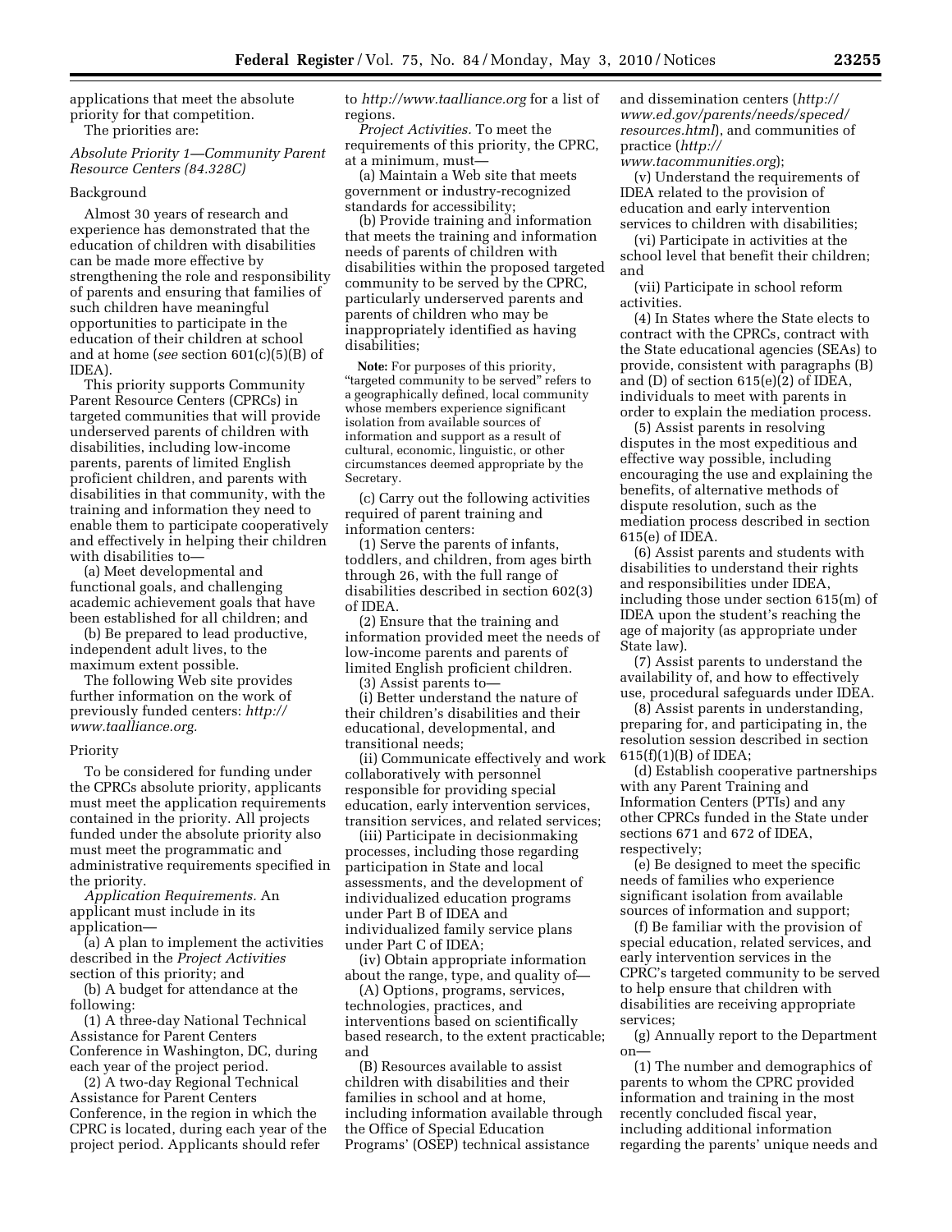applications that meet the absolute priority for that competition.

The priorities are:

*Absolute Priority 1—Community Parent Resource Centers (84.328C)*

Background

Almost 30 years of research and experience has demonstrated that the education of children with disabilities can be made more effective by strengthening the role and responsibility of parents and ensuring that families of such children have meaningful opportunities to participate in the education of their children at school and at home (*see* section 601(c)(5)(B) of IDEA).

This priority supports Community Parent Resource Centers (CPRCs) in targeted communities that will provide underserved parents of children with disabilities, including low-income parents, parents of limited English proficient children, and parents with disabilities in that community, with the training and information they need to enable them to participate cooperatively and effectively in helping their children with disabilities to—

(a) Meet developmental and functional goals, and challenging academic achievement goals that have been established for all children; and

(b) Be prepared to lead productive, independent adult lives, to the maximum extent possible.

The following Web site provides further information on the work of previously funded centers: *http://www.taalliance.org.*

Priority

To be considered for funding under the CPRCs absolute priority, applicants must meet the application requirements contained in the priority. All projects funded under the absolute priority also must meet the programmatic and administrative requirements specified in the priority.

*Application Requirements.* An applicant must include in its application—

(a) A plan to implement the activities described in the *Project Activities* section of this priority; and

(b) A budget for attendance at the following:

(1) A three-day National Technical Assistance for Parent Centers Conference in Washington, DC, during each year of the project period.

(2) A two-day Regional Technical Assistance for Parent Centers Conference, in the region in which the CPRC is located, during each year of the project period. Applicants should refer to *http://www.taalliance.org* for a list of regions.

*Project Activities.* To meet the requirements of this priority, the CPRC, at a minimum, must—

(a) Maintain a Web site that meets government or industry-recognized standards for accessibility;

(b) Provide training and information that meets the training and information needs of parents of children with disabilities within the proposed targeted community to be served by the CPRC, particularly underserved parents and parents of children who may be inappropriately identified as having disabilities;

**Note:** For purposes of this priority, "targeted community to be served" refers to a geographically defined, local community whose members experience significant isolation from available sources of information and support as a result of cultural, economic, linguistic, or other circumstances deemed appropriate by the Secretary.

(c) Carry out the following activities required of parent training and information centers:

(1) Serve the parents of infants, toddlers, and children, from ages birth through 26, with the full range of disabilities described in section 602(3) of IDEA.

(2) Ensure that the training and information provided meet the needs of low-income parents and parents of limited English proficient children.

(3) Assist parents to—

(i) Better understand the nature of their children's disabilities and their educational, developmental, and transitional needs;

(ii) Communicate effectively and work collaboratively with personnel responsible for providing special education, early intervention services, transition services, and related services;

(iii) Participate in decisionmaking processes, including those regarding participation in State and local assessments, and the development of individualized education programs under Part B of IDEA and individualized family service plans under Part C of IDEA;

(iv) Obtain appropriate information about the range, type, and quality of—

(A) Options, programs, services, technologies, practices, and interventions based on scientifically based research, to the extent practicable; and

(B) Resources available to assist children with disabilities and their families in school and at home, including information available through the Office of Special Education Programs' (OSEP) technical assistance and dissemination centers (*http://www.ed.gov/parents/needs/speced/resources.html*), and communities of practice (*http://www.tacommunities.org*);

(v) Understand the requirements of IDEA related to the provision of education and early intervention services to children with disabilities;

(vi) Participate in activities at the school level that benefit their children; and

(vii) Participate in school reform activities.

(4) In States where the State elects to contract with the CPRCs, contract with the State educational agencies (SEAs) to provide, consistent with paragraphs (B) and (D) of section 615(e)(2) of IDEA, individuals to meet with parents in order to explain the mediation process.

(5) Assist parents in resolving disputes in the most expeditious and effective way possible, including encouraging the use and explaining the benefits, of alternative methods of dispute resolution, such as the mediation process described in section 615(e) of IDEA.

(6) Assist parents and students with disabilities to understand their rights and responsibilities under IDEA, including those under section 615(m) of IDEA upon the student's reaching the age of majority (as appropriate under State law).

(7) Assist parents to understand the availability of, and how to effectively use, procedural safeguards under IDEA.

(8) Assist parents in understanding, preparing for, and participating in, the resolution session described in section 615(f)(1)(B) of IDEA;

(d) Establish cooperative partnerships with any Parent Training and Information Centers (PTIs) and any other CPRCs funded in the State under sections 671 and 672 of IDEA, respectively;

(e) Be designed to meet the specific needs of families who experience significant isolation from available sources of information and support;

(f) Be familiar with the provision of special education, related services, and early intervention services in the CPRC's targeted community to be served to help ensure that children with disabilities are receiving appropriate services;

(g) Annually report to the Department on—

(1) The number and demographics of parents to whom the CPRC provided information and training in the most recently concluded fiscal year, including additional information regarding the parents' unique needs and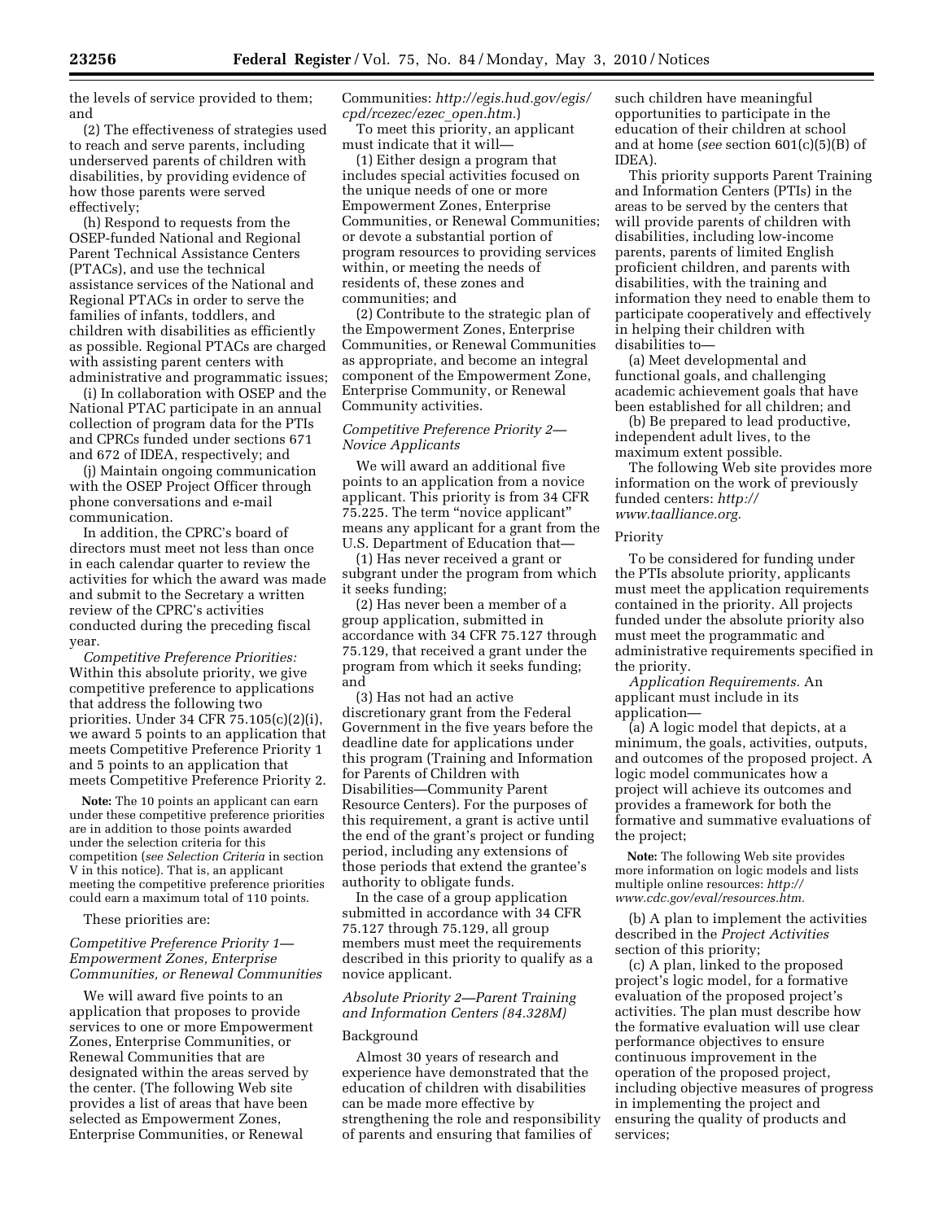the levels of service provided to them; and

(2) The effectiveness of strategies used to reach and serve parents, including underserved parents of children with disabilities, by providing evidence of how those parents were served effectively;

(h) Respond to requests from the OSEP-funded National and Regional Parent Technical Assistance Centers (PTACs), and use the technical assistance services of the National and Regional PTACs in order to serve the families of infants, toddlers, and children with disabilities as efficiently as possible. Regional PTACs are charged with assisting parent centers with administrative and programmatic issues;

(i) In collaboration with OSEP and the National PTAC participate in an annual collection of program data for the PTIs and CPRCs funded under sections 671 and 672 of IDEA, respectively; and

(j) Maintain ongoing communication with the OSEP Project Officer through phone conversations and e-mail communication.

In addition, the CPRC's board of directors must meet not less than once in each calendar quarter to review the activities for which the award was made and submit to the Secretary a written review of the CPRC's activities conducted during the preceding fiscal year.

*Competitive Preference Priorities:* Within this absolute priority, we give competitive preference to applications that address the following two priorities. Under 34 CFR 75.105(c)(2)(i), we award 5 points to an application that meets Competitive Preference Priority 1 and 5 points to an application that meets Competitive Preference Priority 2.

**Note:** The 10 points an applicant can earn under these competitive preference priorities are in addition to those points awarded under the selection criteria for this competition (*see Selection Criteria* in section V in this notice). That is, an applicant meeting the competitive preference priorities could earn a maximum total of 110 points.

These priorities are:

*Competitive Preference Priority 1—Empowerment Zones, Enterprise Communities, or Renewal Communities*

We will award five points to an application that proposes to provide services to one or more Empowerment Zones, Enterprise Communities, or Renewal Communities that are designated within the areas served by the center. (The following Web site provides a list of areas that have been selected as Empowerment Zones, Enterprise Communities, or Renewal Communities: *http://egis.hud.gov/egis/cpd/rcezec/ezec_open.htm.*)

To meet this priority, an applicant must indicate that it will—

(1) Either design a program that includes special activities focused on the unique needs of one or more Empowerment Zones, Enterprise Communities, or Renewal Communities; or devote a substantial portion of program resources to providing services within, or meeting the needs of residents of, these zones and communities; and

(2) Contribute to the strategic plan of the Empowerment Zones, Enterprise Communities, or Renewal Communities as appropriate, and become an integral component of the Empowerment Zone, Enterprise Community, or Renewal Community activities.

*Competitive Preference Priority 2—Novice Applicants*

We will award an additional five points to an application from a novice applicant. This priority is from 34 CFR 75.225. The term "novice applicant" means any applicant for a grant from the U.S. Department of Education that—

(1) Has never received a grant or subgrant under the program from which it seeks funding;

(2) Has never been a member of a group application, submitted in accordance with 34 CFR 75.127 through 75.129, that received a grant under the program from which it seeks funding; and

(3) Has not had an active discretionary grant from the Federal Government in the five years before the deadline date for applications under this program (Training and Information for Parents of Children with Disabilities—Community Parent Resource Centers). For the purposes of this requirement, a grant is active until the end of the grant's project or funding period, including any extensions of those periods that extend the grantee's authority to obligate funds.

In the case of a group application submitted in accordance with 34 CFR 75.127 through 75.129, all group members must meet the requirements described in this priority to qualify as a novice applicant.

*Absolute Priority 2—Parent Training and Information Centers (84.328M)*

Background

Almost 30 years of research and experience have demonstrated that the education of children with disabilities can be made more effective by strengthening the role and responsibility of parents and ensuring that families of such children have meaningful opportunities to participate in the education of their children at school and at home (*see* section 601(c)(5)(B) of IDEA).

This priority supports Parent Training and Information Centers (PTIs) in the areas to be served by the centers that will provide parents of children with disabilities, including low-income parents, parents of limited English proficient children, and parents with disabilities, with the training and information they need to enable them to participate cooperatively and effectively in helping their children with disabilities to—

(a) Meet developmental and functional goals, and challenging academic achievement goals that have been established for all children; and

(b) Be prepared to lead productive, independent adult lives, to the maximum extent possible.

The following Web site provides more information on the work of previously funded centers: *http://www.taalliance.org.*

Priority

To be considered for funding under the PTIs absolute priority, applicants must meet the application requirements contained in the priority. All projects funded under the absolute priority also must meet the programmatic and administrative requirements specified in the priority.

*Application Requirements.* An applicant must include in its application—

(a) A logic model that depicts, at a minimum, the goals, activities, outputs, and outcomes of the proposed project. A logic model communicates how a project will achieve its outcomes and provides a framework for both the formative and summative evaluations of the project;

**Note:** The following Web site provides more information on logic models and lists multiple online resources: *http://www.cdc.gov/eval/resources.htm.*

(b) A plan to implement the activities described in the *Project Activities* section of this priority;

(c) A plan, linked to the proposed project's logic model, for a formative evaluation of the proposed project's activities. The plan must describe how the formative evaluation will use clear performance objectives to ensure continuous improvement in the operation of the proposed project, including objective measures of progress in implementing the project and ensuring the quality of products and services;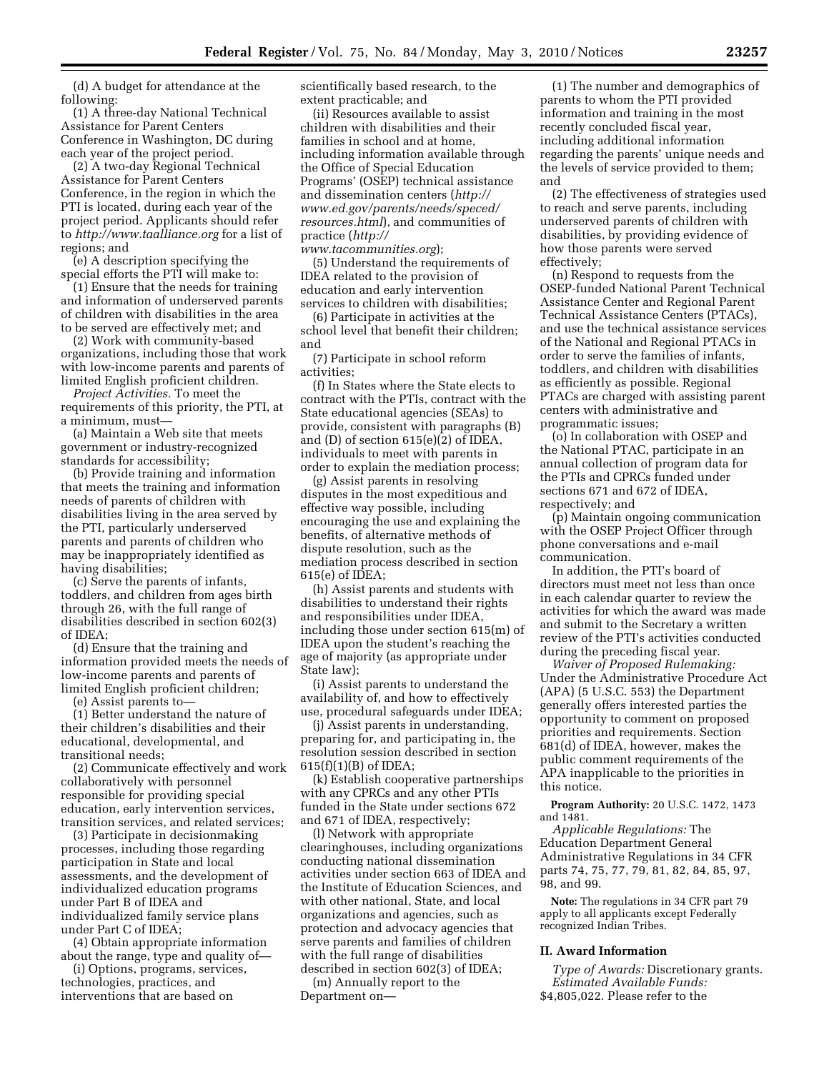(d) A budget for attendance at the following:

(1) A three-day National Technical Assistance for Parent Centers Conference in Washington, DC during each year of the project period.

(2) A two-day Regional Technical Assistance for Parent Centers Conference, in the region in which the PTI is located, during each year of the project period. Applicants should refer to *http://www.taalliance.org* for a list of regions; and

(e) A description specifying the special efforts the PTI will make to:

(1) Ensure that the needs for training and information of underserved parents of children with disabilities in the area to be served are effectively met; and

(2) Work with community-based organizations, including those that work with low-income parents and parents of limited English proficient children.

*Project Activities.* To meet the requirements of this priority, the PTI, at a minimum, must—

(a) Maintain a Web site that meets government or industry-recognized standards for accessibility;

(b) Provide training and information that meets the training and information needs of parents of children with disabilities living in the area served by the PTI, particularly underserved parents and parents of children who may be inappropriately identified as having disabilities;

(c) Serve the parents of infants, toddlers, and children from ages birth through 26, with the full range of disabilities described in section 602(3) of IDEA;

(d) Ensure that the training and information provided meets the needs of low-income parents and parents of limited English proficient children;

(e) Assist parents to—

(1) Better understand the nature of their children's disabilities and their educational, developmental, and transitional needs;

(2) Communicate effectively and work collaboratively with personnel responsible for providing special education, early intervention services, transition services, and related services;

(3) Participate in decisionmaking processes, including those regarding participation in State and local assessments, and the development of individualized education programs under Part B of IDEA and individualized family service plans under Part C of IDEA;

(4) Obtain appropriate information about the range, type and quality of—

(i) Options, programs, services, technologies, practices, and interventions that are based on scientifically based research, to the extent practicable; and

(ii) Resources available to assist children with disabilities and their families in school and at home, including information available through the Office of Special Education Programs' (OSEP) technical assistance and dissemination centers (*http://www.ed.gov/parents/needs/speced/resources.html*), and communities of practice (*http://www.tacommunities.org*);

(5) Understand the requirements of IDEA related to the provision of education and early intervention services to children with disabilities;

(6) Participate in activities at the school level that benefit their children; and

(7) Participate in school reform activities;

(f) In States where the State elects to contract with the PTIs, contract with the State educational agencies (SEAs) to provide, consistent with paragraphs (B) and (D) of section 615(e)(2) of IDEA, individuals to meet with parents in order to explain the mediation process;

(g) Assist parents in resolving disputes in the most expeditious and effective way possible, including encouraging the use and explaining the benefits, of alternative methods of dispute resolution, such as the mediation process described in section 615(e) of IDEA;

(h) Assist parents and students with disabilities to understand their rights and responsibilities under IDEA, including those under section 615(m) of IDEA upon the student's reaching the age of majority (as appropriate under State law);

(i) Assist parents to understand the availability of, and how to effectively use, procedural safeguards under IDEA;

(j) Assist parents in understanding, preparing for, and participating in, the resolution session described in section 615(f)(1)(B) of IDEA;

(k) Establish cooperative partnerships with any CPRCs and any other PTIs funded in the State under sections 672 and 671 of IDEA, respectively;

(l) Network with appropriate clearinghouses, including organizations conducting national dissemination activities under section 663 of IDEA and the Institute of Education Sciences, and with other national, State, and local organizations and agencies, such as protection and advocacy agencies that serve parents and families of children with the full range of disabilities described in section 602(3) of IDEA;

(m) Annually report to the Department on—

(1) The number and demographics of parents to whom the PTI provided information and training in the most recently concluded fiscal year, including additional information regarding the parents' unique needs and the levels of service provided to them; and

(2) The effectiveness of strategies used to reach and serve parents, including underserved parents of children with disabilities, by providing evidence of how those parents were served effectively;

(n) Respond to requests from the OSEP-funded National Parent Technical Assistance Center and Regional Parent Technical Assistance Centers (PTACs), and use the technical assistance services of the National and Regional PTACs in order to serve the families of infants, toddlers, and children with disabilities as efficiently as possible. Regional PTACs are charged with assisting parent centers with administrative and programmatic issues;

(o) In collaboration with OSEP and the National PTAC, participate in an annual collection of program data for the PTIs and CPRCs funded under sections 671 and 672 of IDEA, respectively; and

(p) Maintain ongoing communication with the OSEP Project Officer through phone conversations and e-mail communication.

In addition, the PTI's board of directors must meet not less than once in each calendar quarter to review the activities for which the award was made and submit to the Secretary a written review of the PTI's activities conducted during the preceding fiscal year.

*Waiver of Proposed Rulemaking:* Under the Administrative Procedure Act (APA) (5 U.S.C. 553) the Department generally offers interested parties the opportunity to comment on proposed priorities and requirements. Section 681(d) of IDEA, however, makes the public comment requirements of the APA inapplicable to the priorities in this notice.

**Program Authority:** 20 U.S.C. 1472, 1473 and 1481.

*Applicable Regulations:* The Education Department General Administrative Regulations in 34 CFR parts 74, 75, 77, 79, 81, 82, 84, 85, 97, 98, and 99.

**Note:** The regulations in 34 CFR part 79 apply to all applicants except Federally recognized Indian Tribes.

## II. Award Information

*Type of Awards:* Discretionary grants.

*Estimated Available Funds:* $4,805,022. Please refer to the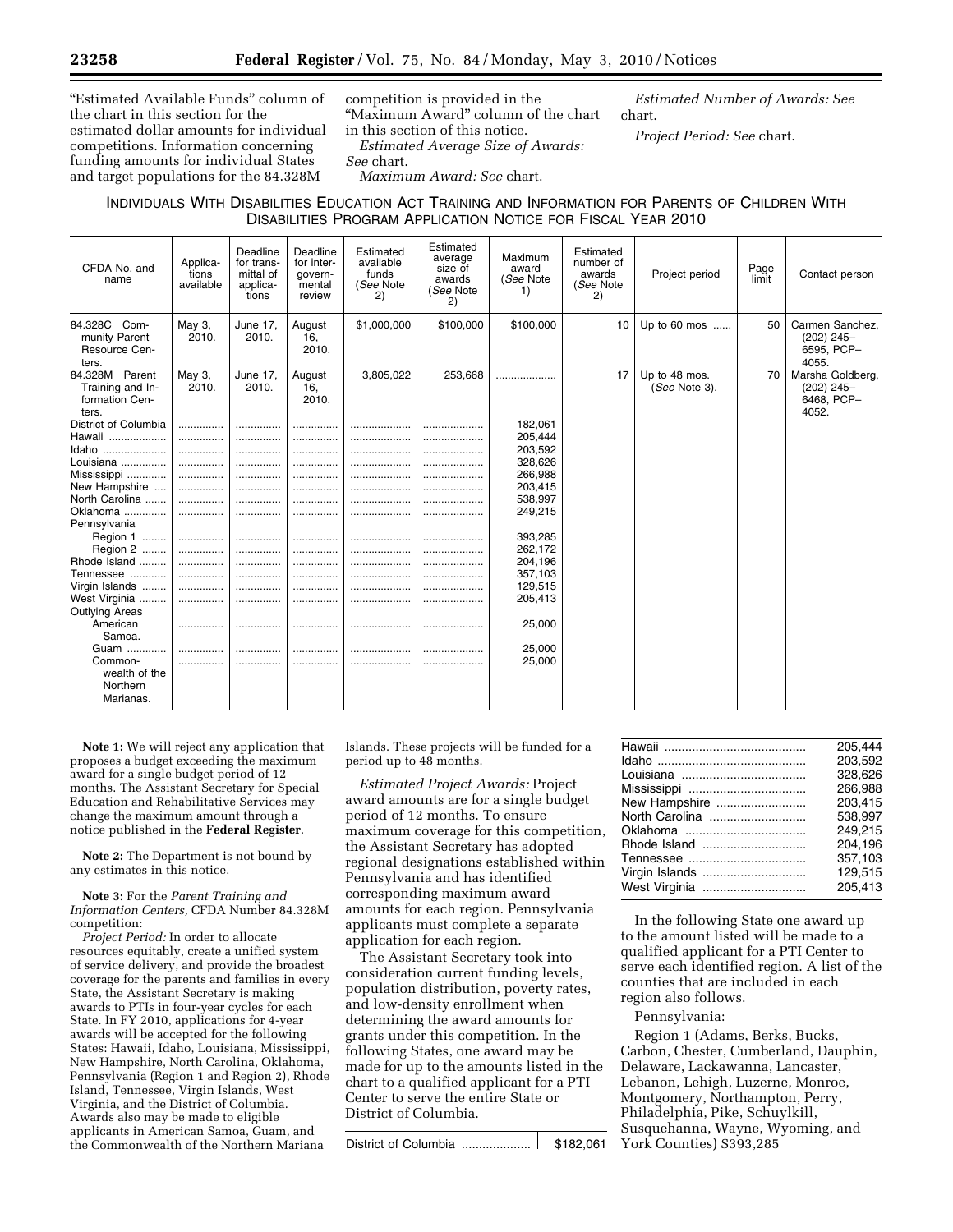"Estimated Available Funds" column of the chart in this section for the estimated dollar amounts for individual competitions. Information concerning funding amounts for individual States and target populations for the 84.328M competition is provided in the "Maximum Award" column of the chart in this section of this notice.

*Estimated Average Size of Awards: See* chart.

*Maximum Award: See* chart.

*Estimated Number of Awards: See* chart.

*Project Period: See* chart.

INDIVIDUALS WITH DISABILITIES EDUCATION ACT TRAINING AND INFORMATION FOR PARENTS OF CHILDREN WITH DISABILITIES PROGRAM APPLICATION NOTICE FOR FISCAL YEAR 2010

| CFDA No. and name | Applications available | Deadline for transmittal of applications | Deadline for intergovernmental review | Estimated available funds (*See* Note 2) | Estimated average size of awards (*See* Note 2) | Maximum award (*See* Note 1) | Estimated number of awards (*See* Note 2) | Project period | Page limit | Contact person |
|---|---|---|---|---|---|---|---|---|---|---|
| 84.328C Community Parent Resource Centers. | May 3, 2010. | June 17, 2010. | August 16, 2010. | $1,000,000 | $100,000 | $100,000 | 10 | Up to 60 mos ...... | 50 | Carmen Sanchez, (202) 245–6595, PCP–4055. |
| 84.328M Parent Training and Information Centers. | May 3, 2010. | June 17, 2010. | August 16, 2010. | 3,805,022 | 253,668 | .................... | 17 | Up to 48 mos. (*See* Note 3). | 70 | Marsha Goldberg, (202) 245–6468, PCP–4052. |
| District of Columbia | ............... | ............... | ............... | .................... | .................... | 182,061 | | | | |
| Hawaii .................. | ............... | ............... | ............... | .................... | .................... | 205,444 | | | | |
| Idaho .................... | ............... | ............... | ............... | .................... | .................... | 203,592 | | | | |
| Louisiana .............. | ............... | ............... | ............... | .................... | .................... | 328,626 | | | | |
| Mississippi ............ | ............... | ............... | ............... | .................... | .................... | 266,988 | | | | |
| New Hampshire .... | ............... | ............... | ............... | .................... | .................... | 203,415 | | | | |
| North Carolina ....... | ............... | ............... | ............... | .................... | .................... | 538,997 | | | | |
| Oklahoma ............. | ............... | ............... | ............... | .................... | .................... | 249,215 | | | | |
| Pennsylvania | | | | | | | | | | |
| Region 1 ........ | ............... | ............... | ............... | .................... | .................... | 393,285 | | | | |
| Region 2 ........ | ............... | ............... | ............... | .................... | .................... | 262,172 | | | | |
| Rhode Island ......... | ............... | ............... | ............... | .................... | .................... | 204,196 | | | | |
| Tennessee ............ | ............... | ............... | ............... | .................... | .................... | 357,103 | | | | |
| Virgin Islands ........ | ............... | ............... | ............... | .................... | .................... | 129,515 | | | | |
| West Virginia ......... | ............... | ............... | ............... | .................... | .................... | 205,413 | | | | |
| Outlying Areas | | | | | | | | | | |
| American Samoa. | ............... | ............... | ............... | .................... | .................... | 25,000 | | | | |
| Guam ............ | ............... | ............... | ............... | .................... | .................... | 25,000 | | | | |
| Commonwealth of the Northern Marianas. | ............... | ............... | ............... | .................... | .................... | 25,000 | | | | |

**Note 1:** We will reject any application that proposes a budget exceeding the maximum award for a single budget period of 12 months. The Assistant Secretary for Special Education and Rehabilitative Services may change the maximum amount through a notice published in the **Federal Register**.

**Note 2:** The Department is not bound by any estimates in this notice.

**Note 3:** For the *Parent Training and Information Centers,* CFDA Number 84.328M competition:

*Project Period:* In order to allocate resources equitably, create a unified system of service delivery, and provide the broadest coverage for the parents and families in every State, the Assistant Secretary is making awards to PTIs in four-year cycles for each State. In FY 2010, applications for 4-year awards will be accepted for the following States: Hawaii, Idaho, Louisiana, Mississippi, New Hampshire, North Carolina, Oklahoma, Pennsylvania (Region 1 and Region 2), Rhode Island, Tennessee, Virgin Islands, West Virginia, and the District of Columbia. Awards also may be made to eligible applicants in American Samoa, Guam, and the Commonwealth of the Northern Mariana Islands. These projects will be funded for a period up to 48 months.

*Estimated Project Awards:* Project award amounts are for a single budget period of 12 months. To ensure maximum coverage for this competition, the Assistant Secretary has adopted regional designations established within Pennsylvania and has identified corresponding maximum award amounts for each region. Pennsylvania applicants must complete a separate application for each region.

The Assistant Secretary took into consideration current funding levels, population distribution, poverty rates, and low-density enrollment when determining the award amounts for grants under this competition. In the following States, one award may be made for up to the amounts listed in the chart to a qualified applicant for a PTI Center to serve the entire State or District of Columbia.

| | |
|---|---|
| District of Columbia .................... | $182,061 |
| Hawaii .......................................... | 205,444 |
| Idaho ............................................ | 203,592 |
| Louisiana ..................................... | 328,626 |
| Mississippi ................................... | 266,988 |
| New Hampshire ........................... | 203,415 |
| North Carolina ............................. | 538,997 |
| Oklahoma .................................... | 249,215 |
| Rhode Island ............................... | 204,196 |
| Tennessee ................................... | 357,103 |
| Virgin Islands ............................... | 129,515 |
| West Virginia ............................... | 205,413 |

In the following State one award up to the amount listed will be made to a qualified applicant for a PTI Center to serve each identified region. A list of the counties that are included in each region also follows.

Pennsylvania:

Region 1 (Adams, Berks, Bucks, Carbon, Chester, Cumberland, Dauphin, Delaware, Lackawanna, Lancaster, Lebanon, Lehigh, Luzerne, Monroe, Montgomery, Northampton, Perry, Philadelphia, Pike, Schuylkill, Susquehanna, Wayne, Wyoming, and York Counties) $393,285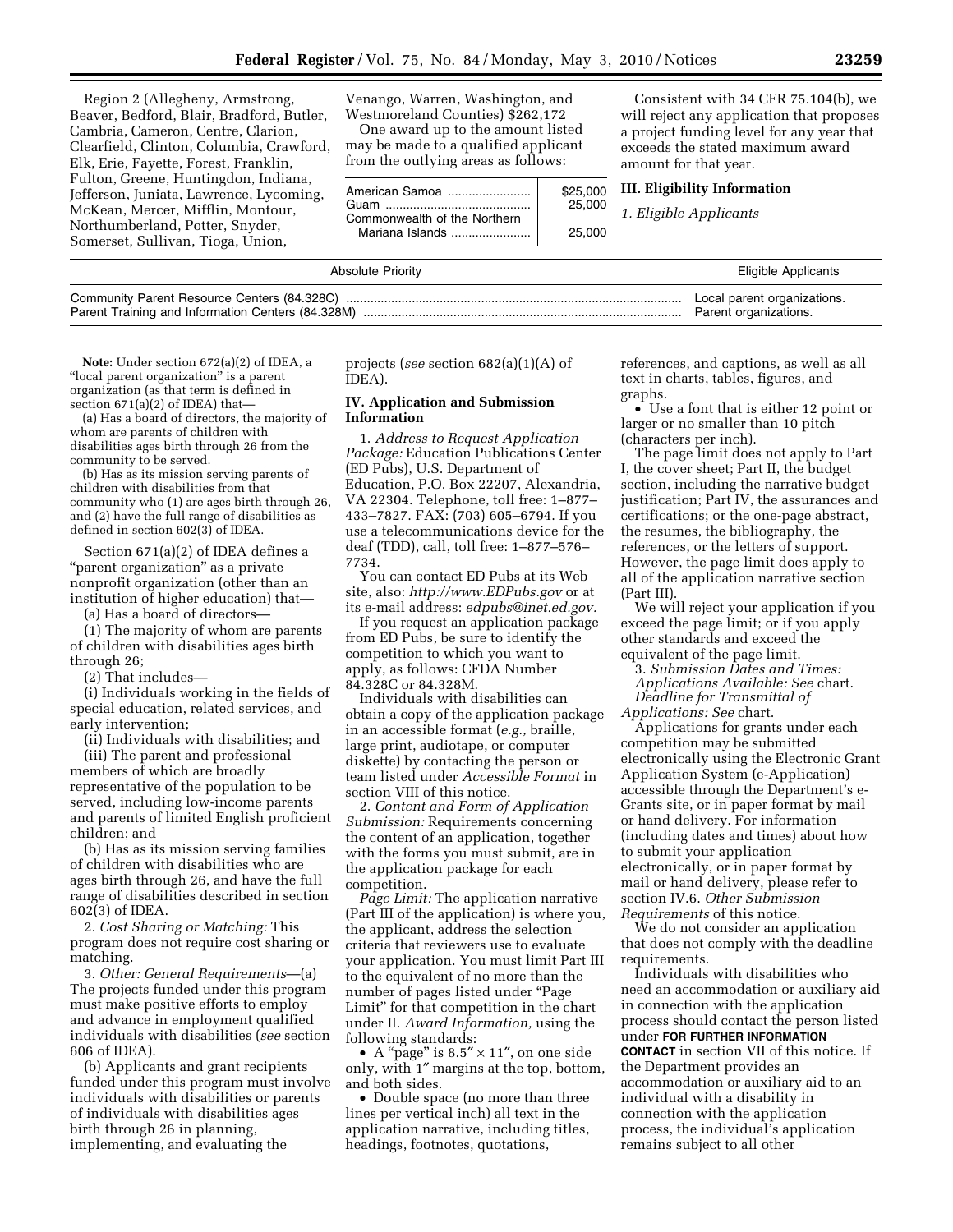Region 2 (Allegheny, Armstrong, Beaver, Bedford, Blair, Bradford, Butler, Cambria, Cameron, Centre, Clarion, Clearfield, Clinton, Columbia, Crawford, Elk, Erie, Fayette, Forest, Franklin, Fulton, Greene, Huntingdon, Indiana, Jefferson, Juniata, Lawrence, Lycoming, McKean, Mercer, Mifflin, Montour, Northumberland, Potter, Snyder, Somerset, Sullivan, Tioga, Union, Venango, Warren, Washington, and Westmoreland Counties) $262,172

One award up to the amount listed may be made to a qualified applicant from the outlying areas as follows:

| | |
|---|---|
| American Samoa | $25,000 |
| Guam | 25,000 |
| Commonwealth of the Northern Mariana Islands | 25,000 |

Consistent with 34 CFR 75.104(b), we will reject any application that proposes a project funding level for any year that exceeds the stated maximum award amount for that year.

## III. Eligibility Information

*1. Eligible Applicants*

| Absolute Priority | Eligible Applicants |
|---|---|
| Community Parent Resource Centers (84.328C) | Local parent organizations. |
| Parent Training and Information Centers (84.328M) | Parent organizations. |

**Note:** Under section 672(a)(2) of IDEA, a "local parent organization" is a parent organization (as that term is defined in section 671(a)(2) of IDEA) that—

(a) Has a board of directors, the majority of whom are parents of children with disabilities ages birth through 26 from the community to be served.

(b) Has as its mission serving parents of children with disabilities from that community who (1) are ages birth through 26, and (2) have the full range of disabilities as defined in section 602(3) of IDEA.

Section 671(a)(2) of IDEA defines a "parent organization" as a private nonprofit organization (other than an institution of higher education) that—

(a) Has a board of directors—

(1) The majority of whom are parents of children with disabilities ages birth through 26;

(2) That includes—

(i) Individuals working in the fields of special education, related services, and early intervention;

(ii) Individuals with disabilities; and

(iii) The parent and professional members of which are broadly representative of the population to be served, including low-income parents and parents of limited English proficient children; and

(b) Has as its mission serving families of children with disabilities who are ages birth through 26, and have the full range of disabilities described in section 602(3) of IDEA.

2. *Cost Sharing or Matching:* This program does not require cost sharing or matching.

3. *Other: General Requirements*—(a) The projects funded under this program must make positive efforts to employ and advance in employment qualified individuals with disabilities (*see* section 606 of IDEA).

(b) Applicants and grant recipients funded under this program must involve individuals with disabilities or parents of individuals with disabilities ages birth through 26 in planning, implementing, and evaluating the projects (*see* section 682(a)(1)(A) of IDEA).

## IV. Application and Submission Information

1. *Address to Request Application Package:* Education Publications Center (ED Pubs), U.S. Department of Education, P.O. Box 22207, Alexandria, VA 22304. Telephone, toll free: 1–877–433–7827. FAX: (703) 605–6794. If you use a telecommunications device for the deaf (TDD), call, toll free: 1–877–576–7734.

You can contact ED Pubs at its Web site, also: *http://www.EDPubs.gov* or at its e-mail address: *edpubs@inet.ed.gov.*

If you request an application package from ED Pubs, be sure to identify the competition to which you want to apply, as follows: CFDA Number 84.328C or 84.328M.

Individuals with disabilities can obtain a copy of the application package in an accessible format (*e.g.,* braille, large print, audiotape, or computer diskette) by contacting the person or team listed under *Accessible Format* in section VIII of this notice.

2. *Content and Form of Application Submission:* Requirements concerning the content of an application, together with the forms you must submit, are in the application package for each competition.

*Page Limit:* The application narrative (Part III of the application) is where you, the applicant, address the selection criteria that reviewers use to evaluate your application. You must limit Part III to the equivalent of no more than the number of pages listed under "Page Limit" for that competition in the chart under II. *Award Information,* using the following standards:

- A "page" is 8.5″ × 11″, on one side only, with 1″ margins at the top, bottom, and both sides.
- Double space (no more than three lines per vertical inch) all text in the application narrative, including titles, headings, footnotes, quotations, references, and captions, as well as all text in charts, tables, figures, and graphs.
- Use a font that is either 12 point or larger or no smaller than 10 pitch (characters per inch).

The page limit does not apply to Part I, the cover sheet; Part II, the budget section, including the narrative budget justification; Part IV, the assurances and certifications; or the one-page abstract, the resumes, the bibliography, the references, or the letters of support. However, the page limit does apply to all of the application narrative section (Part III).

We will reject your application if you exceed the page limit; or if you apply other standards and exceed the equivalent of the page limit.

3. *Submission Dates and Times: Applications Available: See* chart.

*Deadline for Transmittal of Applications: See* chart.

Applications for grants under each competition may be submitted electronically using the Electronic Grant Application System (e-Application) accessible through the Department's e-Grants site, or in paper format by mail or hand delivery. For information (including dates and times) about how to submit your application electronically, or in paper format by mail or hand delivery, please refer to section IV.6. *Other Submission Requirements* of this notice.

We do not consider an application that does not comply with the deadline requirements.

Individuals with disabilities who need an accommodation or auxiliary aid in connection with the application process should contact the person listed under **FOR FURTHER INFORMATION CONTACT** in section VII of this notice. If the Department provides an accommodation or auxiliary aid to an individual with a disability in connection with the application process, the individual's application remains subject to all other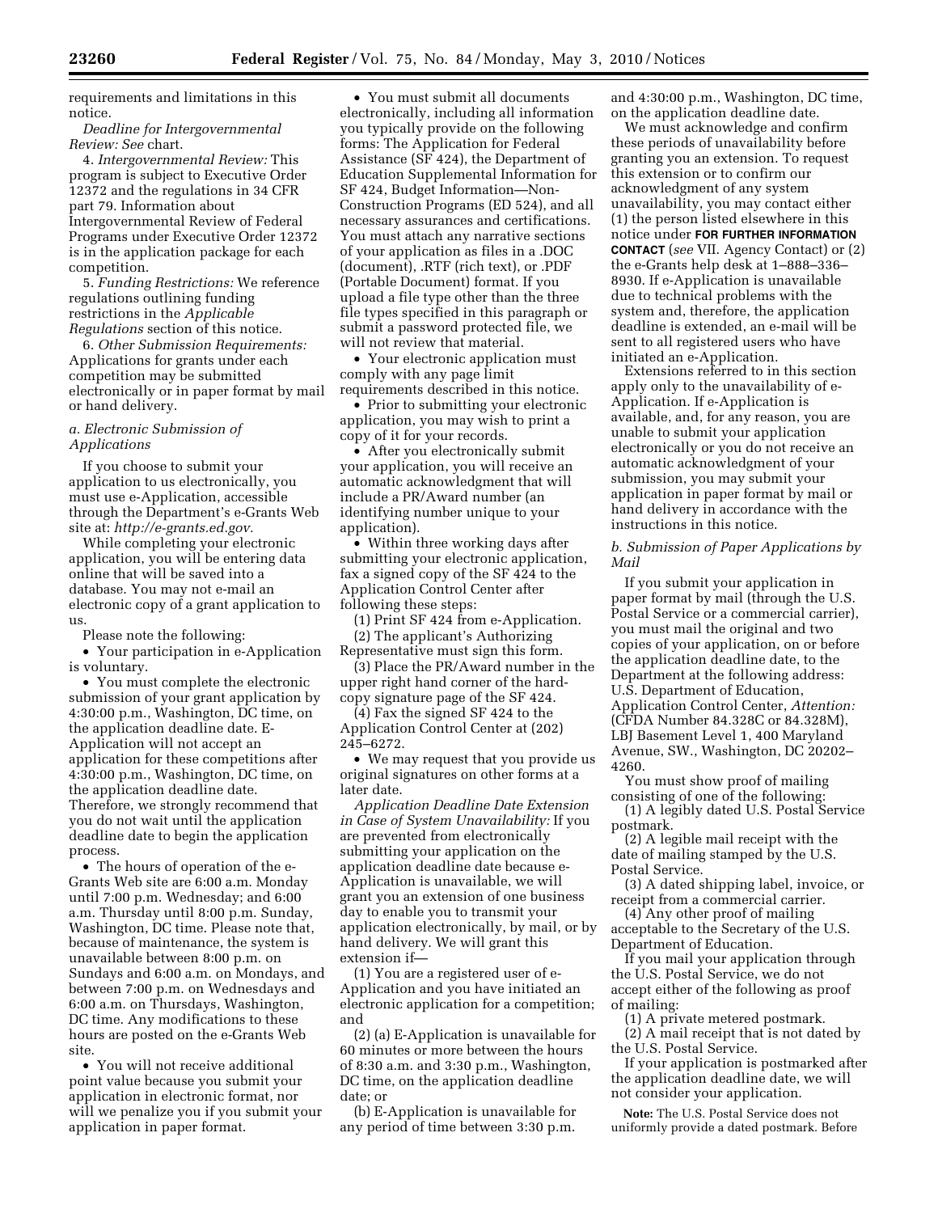requirements and limitations in this notice.

*Deadline for Intergovernmental Review: See* chart.

4. *Intergovernmental Review:* This program is subject to Executive Order 12372 and the regulations in 34 CFR part 79. Information about Intergovernmental Review of Federal Programs under Executive Order 12372 is in the application package for each competition.

5. *Funding Restrictions:* We reference regulations outlining funding restrictions in the *Applicable Regulations* section of this notice.

6. *Other Submission Requirements:* Applications for grants under each competition may be submitted electronically or in paper format by mail or hand delivery.

### *a. Electronic Submission of Applications*

If you choose to submit your application to us electronically, you must use e-Application, accessible through the Department's e-Grants Web site at: *http://e-grants.ed.gov.*

While completing your electronic application, you will be entering data online that will be saved into a database. You may not e-mail an electronic copy of a grant application to us.

Please note the following:

- Your participation in e-Application is voluntary.
- You must complete the electronic submission of your grant application by 4:30:00 p.m., Washington, DC time, on the application deadline date. E-Application will not accept an application for these competitions after 4:30:00 p.m., Washington, DC time, on the application deadline date. Therefore, we strongly recommend that you do not wait until the application deadline date to begin the application process.
- The hours of operation of the e-Grants Web site are 6:00 a.m. Monday until 7:00 p.m. Wednesday; and 6:00 a.m. Thursday until 8:00 p.m. Sunday, Washington, DC time. Please note that, because of maintenance, the system is unavailable between 8:00 p.m. on Sundays and 6:00 a.m. on Mondays, and between 7:00 p.m. on Wednesdays and 6:00 a.m. on Thursdays, Washington, DC time. Any modifications to these hours are posted on the e-Grants Web site.
- You will not receive additional point value because you submit your application in electronic format, nor will we penalize you if you submit your application in paper format.
- You must submit all documents electronically, including all information you typically provide on the following forms: The Application for Federal Assistance (SF 424), the Department of Education Supplemental Information for SF 424, Budget Information—Non-Construction Programs (ED 524), and all necessary assurances and certifications. You must attach any narrative sections of your application as files in a .DOC (document), .RTF (rich text), or .PDF (Portable Document) format. If you upload a file type other than the three file types specified in this paragraph or submit a password protected file, we will not review that material.
- Your electronic application must comply with any page limit requirements described in this notice.
- Prior to submitting your electronic application, you may wish to print a copy of it for your records.
- After you electronically submit your application, you will receive an automatic acknowledgment that will include a PR/Award number (an identifying number unique to your application).
- Within three working days after submitting your electronic application, fax a signed copy of the SF 424 to the Application Control Center after following these steps:

(1) Print SF 424 from e-Application.

(2) The applicant's Authorizing Representative must sign this form.

(3) Place the PR/Award number in the upper right hand corner of the hard-copy signature page of the SF 424.

(4) Fax the signed SF 424 to the Application Control Center at (202) 245–6272.

- We may request that you provide us original signatures on other forms at a later date.

*Application Deadline Date Extension in Case of System Unavailability:* If you are prevented from electronically submitting your application on the application deadline date because e-Application is unavailable, we will grant you an extension of one business day to enable you to transmit your application electronically, by mail, or by hand delivery. We will grant this extension if—

(1) You are a registered user of e-Application and you have initiated an electronic application for a competition; and

(2) (a) E-Application is unavailable for 60 minutes or more between the hours of 8:30 a.m. and 3:30 p.m., Washington, DC time, on the application deadline date; or

(b) E-Application is unavailable for any period of time between 3:30 p.m. and 4:30:00 p.m., Washington, DC time, on the application deadline date.

We must acknowledge and confirm these periods of unavailability before granting you an extension. To request this extension or to confirm our acknowledgment of any system unavailability, you may contact either (1) the person listed elsewhere in this notice under **FOR FURTHER INFORMATION CONTACT** (*see* VII. Agency Contact) or (2) the e-Grants help desk at 1–888–336–8930. If e-Application is unavailable due to technical problems with the system and, therefore, the application deadline is extended, an e-mail will be sent to all registered users who have initiated an e-Application.

Extensions referred to in this section apply only to the unavailability of e-Application. If e-Application is available, and, for any reason, you are unable to submit your application electronically or you do not receive an automatic acknowledgment of your submission, you may submit your application in paper format by mail or hand delivery in accordance with the instructions in this notice.

### *b. Submission of Paper Applications by Mail*

If you submit your application in paper format by mail (through the U.S. Postal Service or a commercial carrier), you must mail the original and two copies of your application, on or before the application deadline date, to the Department at the following address: U.S. Department of Education, Application Control Center, *Attention:* (CFDA Number 84.328C or 84.328M), LBJ Basement Level 1, 400 Maryland Avenue, SW., Washington, DC 20202–4260.

You must show proof of mailing consisting of one of the following:

(1) A legibly dated U.S. Postal Service postmark.

(2) A legible mail receipt with the date of mailing stamped by the U.S. Postal Service.

(3) A dated shipping label, invoice, or receipt from a commercial carrier.

(4) Any other proof of mailing acceptable to the Secretary of the U.S. Department of Education.

If you mail your application through the U.S. Postal Service, we do not accept either of the following as proof of mailing:

(1) A private metered postmark.

(2) A mail receipt that is not dated by the U.S. Postal Service.

If your application is postmarked after the application deadline date, we will not consider your application.

**Note:** The U.S. Postal Service does not uniformly provide a dated postmark. Before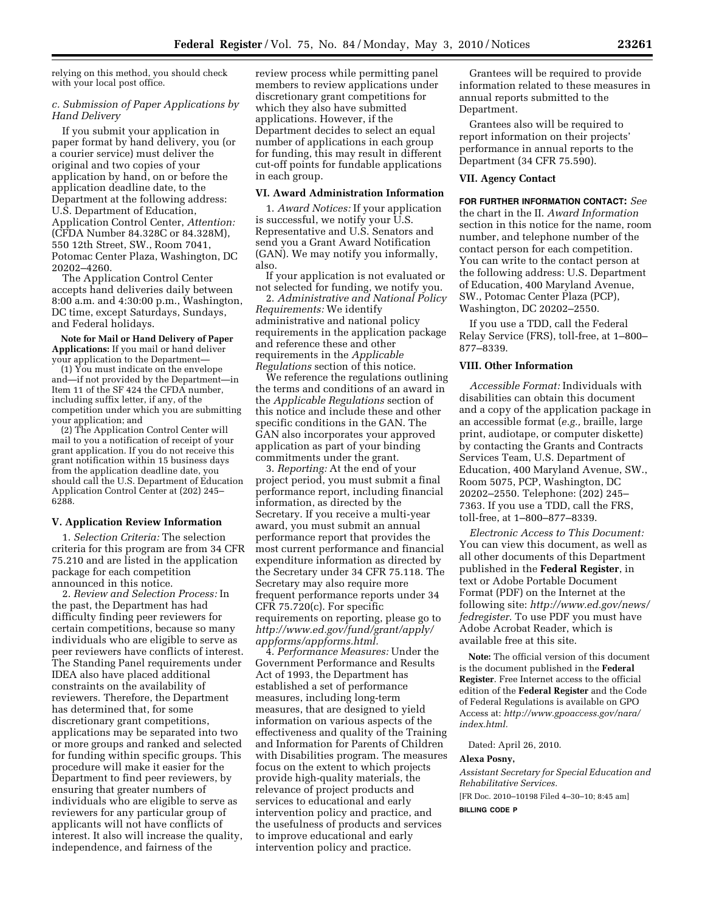relying on this method, you should check with your local post office.

*c. Submission of Paper Applications by Hand Delivery*

If you submit your application in paper format by hand delivery, you (or a courier service) must deliver the original and two copies of your application by hand, on or before the application deadline date, to the Department at the following address: U.S. Department of Education, Application Control Center, *Attention:* (CFDA Number 84.328C or 84.328M), 550 12th Street, SW., Room 7041, Potomac Center Plaza, Washington, DC 20202–4260.

The Application Control Center accepts hand deliveries daily between 8:00 a.m. and 4:30:00 p.m., Washington, DC time, except Saturdays, Sundays, and Federal holidays.

**Note for Mail or Hand Delivery of Paper Applications:** If you mail or hand deliver your application to the Department—

(1) You must indicate on the envelope and—if not provided by the Department—in Item 11 of the SF 424 the CFDA number, including suffix letter, if any, of the competition under which you are submitting your application; and

(2) The Application Control Center will mail to you a notification of receipt of your grant application. If you do not receive this grant notification within 15 business days from the application deadline date, you should call the U.S. Department of Education Application Control Center at (202) 245–6288.

## V. Application Review Information

1. *Selection Criteria:* The selection criteria for this program are from 34 CFR 75.210 and are listed in the application package for each competition announced in this notice.

2. *Review and Selection Process:* In the past, the Department has had difficulty finding peer reviewers for certain competitions, because so many individuals who are eligible to serve as peer reviewers have conflicts of interest. The Standing Panel requirements under IDEA also have placed additional constraints on the availability of reviewers. Therefore, the Department has determined that, for some discretionary grant competitions, applications may be separated into two or more groups and ranked and selected for funding within specific groups. This procedure will make it easier for the Department to find peer reviewers, by ensuring that greater numbers of individuals who are eligible to serve as reviewers for any particular group of applicants will not have conflicts of interest. It also will increase the quality, independence, and fairness of the review process while permitting panel members to review applications under discretionary grant competitions for which they also have submitted applications. However, if the Department decides to select an equal number of applications in each group for funding, this may result in different cut-off points for fundable applications in each group.

## VI. Award Administration Information

1. *Award Notices:* If your application is successful, we notify your U.S. Representative and U.S. Senators and send you a Grant Award Notification (GAN). We may notify you informally, also.

If your application is not evaluated or not selected for funding, we notify you.

2. *Administrative and National Policy Requirements:* We identify administrative and national policy requirements in the application package and reference these and other requirements in the *Applicable Regulations* section of this notice.

We reference the regulations outlining the terms and conditions of an award in the *Applicable Regulations* section of this notice and include these and other specific conditions in the GAN. The GAN also incorporates your approved application as part of your binding commitments under the grant.

3. *Reporting:* At the end of your project period, you must submit a final performance report, including financial information, as directed by the Secretary. If you receive a multi-year award, you must submit an annual performance report that provides the most current performance and financial expenditure information as directed by the Secretary under 34 CFR 75.118. The Secretary may also require more frequent performance reports under 34 CFR 75.720(c). For specific requirements on reporting, please go to *http://www.ed.gov/fund/grant/apply/appforms/appforms.html.*

4. *Performance Measures:* Under the Government Performance and Results Act of 1993, the Department has established a set of performance measures, including long-term measures, that are designed to yield information on various aspects of the effectiveness and quality of the Training and Information for Parents of Children with Disabilities program. The measures focus on the extent to which projects provide high-quality materials, the relevance of project products and services to educational and early intervention policy and practice, and the usefulness of products and services to improve educational and early intervention policy and practice.

Grantees will be required to provide information related to these measures in annual reports submitted to the Department.

Grantees also will be required to report information on their projects' performance in annual reports to the Department (34 CFR 75.590).

## VII. Agency Contact

**FOR FURTHER INFORMATION CONTACT:** *See* the chart in the II. *Award Information* section in this notice for the name, room number, and telephone number of the contact person for each competition. You can write to the contact person at the following address: U.S. Department of Education, 400 Maryland Avenue, SW., Potomac Center Plaza (PCP), Washington, DC 20202–2550.

If you use a TDD, call the Federal Relay Service (FRS), toll-free, at 1–800–877–8339.

## VIII. Other Information

*Accessible Format:* Individuals with disabilities can obtain this document and a copy of the application package in an accessible format (*e.g.,* braille, large print, audiotape, or computer diskette) by contacting the Grants and Contracts Services Team, U.S. Department of Education, 400 Maryland Avenue, SW., Room 5075, PCP, Washington, DC 20202–2550. Telephone: (202) 245–7363. If you use a TDD, call the FRS, toll-free, at 1–800–877–8339.

*Electronic Access to This Document:* You can view this document, as well as all other documents of this Department published in the **Federal Register**, in text or Adobe Portable Document Format (PDF) on the Internet at the following site: *http://www.ed.gov/news/fedregister.* To use PDF you must have Adobe Acrobat Reader, which is available free at this site.

**Note:** The official version of this document is the document published in the **Federal Register**. Free Internet access to the official edition of the **Federal Register** and the Code of Federal Regulations is available on GPO Access at: *http://www.gpoaccess.gov/nara/index.html.*

Dated: April 26, 2010.

**Alexa Posny,**

*Assistant Secretary for Special Education and Rehabilitative Services.*

[FR Doc. 2010–10198 Filed 4–30–10; 8:45 am]

**BILLING CODE P**